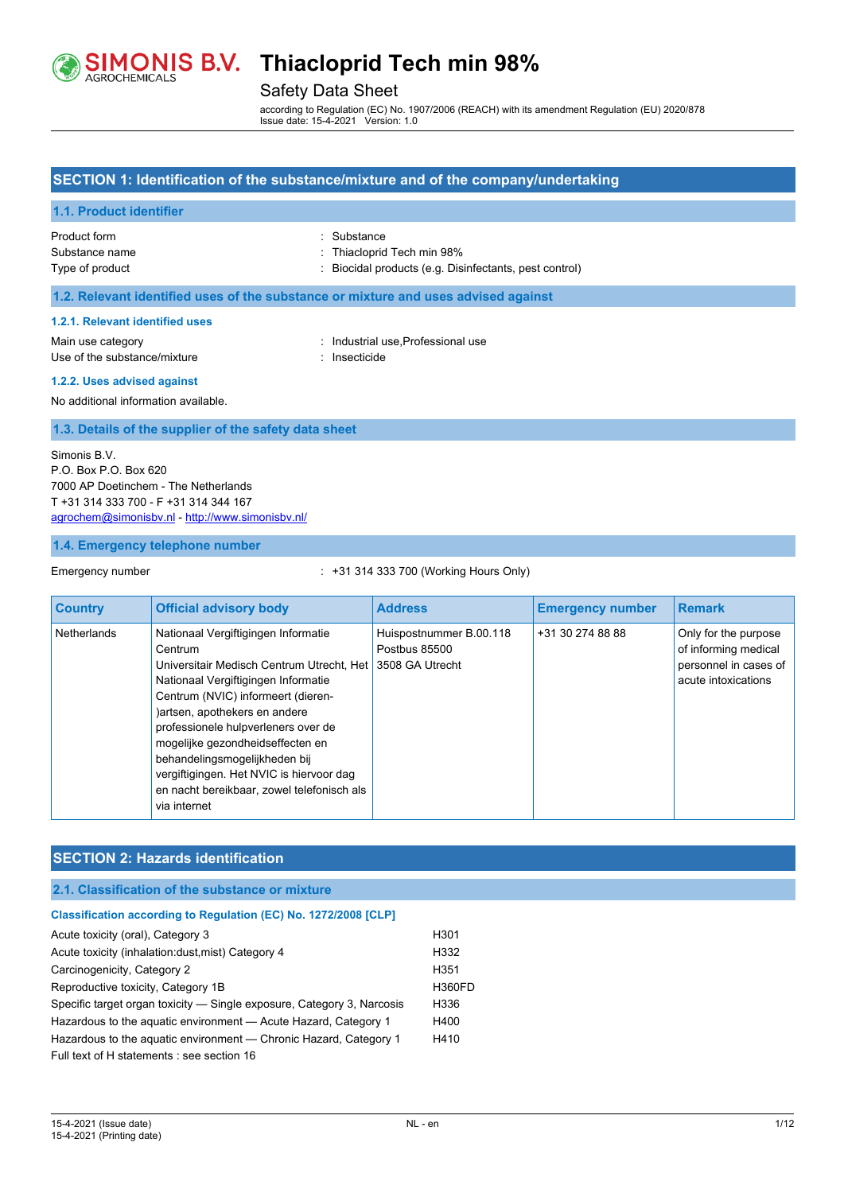# Thiacloprid Tech min 98%

Safety Data Sheet

according to Regulation (EC) No. 1907/2006 (REACH) with its amendment Regulation (EU) 2020/878
Issue date: 15-4-2021 Version: 1.0

## SECTION 1: Identification of the substance/mixture and of the company/undertaking

### 1.1. Product identifier

Product form : Substance
Substance name : Thiacloprid Tech min 98%
Type of product : Biocidal products (e.g. Disinfectants, pest control)

### 1.2. Relevant identified uses of the substance or mixture and uses advised against

#### 1.2.1. Relevant identified uses

Main use category : Industrial use,Professional use
Use of the substance/mixture : Insecticide

#### 1.2.2. Uses advised against

No additional information available.

### 1.3. Details of the supplier of the safety data sheet

Simonis B.V.
P.O. Box P.O. Box 620
7000 AP Doetinchem - The Netherlands
T +31 314 333 700 - F +31 314 344 167
agrochem@simonisbv.nl - http://www.simonisbv.nl/

### 1.4. Emergency telephone number

Emergency number : +31 314 333 700 (Working Hours Only)

| Country | Official advisory body | Address | Emergency number | Remark |
|---|---|---|---|---|
| Netherlands | Nationaal Vergiftigingen Informatie Centrum Universitair Medisch Centrum Utrecht, Het Nationaal Vergiftigingen Informatie Centrum (NVIC) informeert (dieren-)artsen, apothekers en andere professionele hulpverleners over de mogelijke gezondheidseffecten en behandelingsmogelijkheden bij vergiftigingen. Het NVIC is hiervoor dag en nacht bereikbaar, zowel telefonisch als via internet | Huispostnummer B.00.118 Postbus 85500 3508 GA Utrecht | +31 30 274 88 88 | Only for the purpose of informing medical personnel in cases of acute intoxications |

## SECTION 2: Hazards identification

### 2.1. Classification of the substance or mixture

#### Classification according to Regulation (EC) No. 1272/2008 [CLP]

| | |
|---|---|
| Acute toxicity (oral), Category 3 | H301 |
| Acute toxicity (inhalation:dust,mist) Category 4 | H332 |
| Carcinogenicity, Category 2 | H351 |
| Reproductive toxicity, Category 1B | H360FD |
| Specific target organ toxicity — Single exposure, Category 3, Narcosis | H336 |
| Hazardous to the aquatic environment — Acute Hazard, Category 1 | H400 |
| Hazardous to the aquatic environment — Chronic Hazard, Category 1 | H410 |

Full text of H statements : see section 16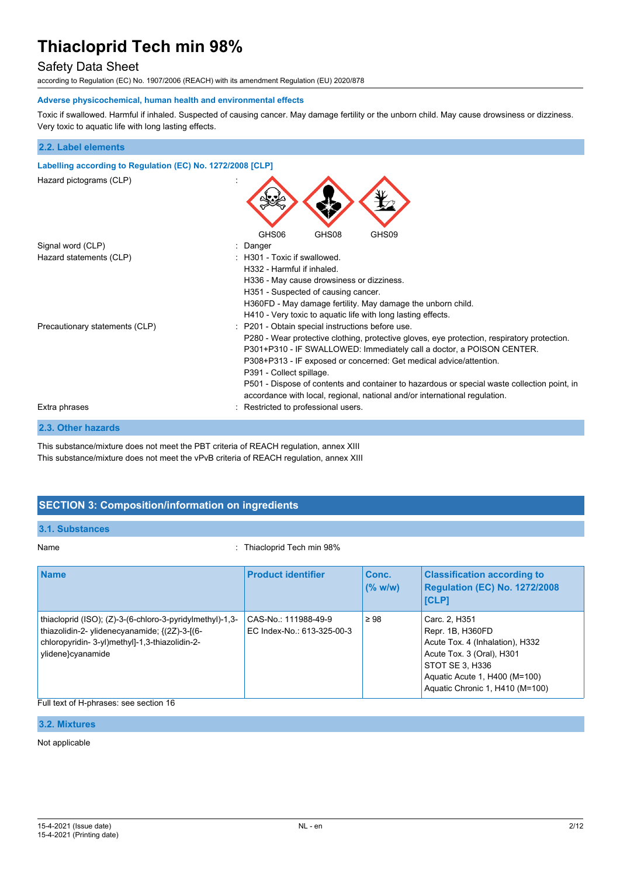#### Adverse physicochemical, human health and environmental effects

Toxic if swallowed. Harmful if inhaled. Suspected of causing cancer. May damage fertility or the unborn child. May cause drowsiness or dizziness. Very toxic to aquatic life with long lasting effects.

### 2.2. Label elements

#### Labelling according to Regulation (EC) No. 1272/2008 [CLP]

Hazard pictograms (CLP) :

GHS06 GHS08 GHS09

Signal word (CLP) : Danger

Hazard statements (CLP) :
- H301 - Toxic if swallowed.
- H332 - Harmful if inhaled.
- H336 - May cause drowsiness or dizziness.
- H351 - Suspected of causing cancer.
- H360FD - May damage fertility. May damage the unborn child.
- H410 - Very toxic to aquatic life with long lasting effects.

Precautionary statements (CLP) :
- P201 - Obtain special instructions before use.
- P280 - Wear protective clothing, protective gloves, eye protection, respiratory protection.
- P301+P310 - IF SWALLOWED: Immediately call a doctor, a POISON CENTER.
- P308+P313 - IF exposed or concerned: Get medical advice/attention.
- P391 - Collect spillage.
- P501 - Dispose of contents and container to hazardous or special waste collection point, in accordance with local, regional, national and/or international regulation.

Extra phrases : Restricted to professional users.

### 2.3. Other hazards

This substance/mixture does not meet the PBT criteria of REACH regulation, annex XIII
This substance/mixture does not meet the vPvB criteria of REACH regulation, annex XIII

## SECTION 3: Composition/information on ingredients

### 3.1. Substances

Name : Thiacloprid Tech min 98%

| Name | Product identifier | Conc. (% w/w) | Classification according to Regulation (EC) No. 1272/2008 [CLP] |
|---|---|---|---|
| thiacloprid (ISO); (Z)-3-(6-chloro-3-pyridylmethyl)-1,3-thiazolidin-2- ylidenecyanamide; {(2Z)-3-[(6-chloropyridin- 3-yl)methyl]-1,3-thiazolidin-2-ylidene}cyanamide | CAS-No.: 111988-49-9<br>EC Index-No.: 613-325-00-3 | ≥ 98 | Carc. 2, H351<br>Repr. 1B, H360FD<br>Acute Tox. 4 (Inhalation), H332<br>Acute Tox. 3 (Oral), H301<br>STOT SE 3, H336<br>Aquatic Acute 1, H400 (M=100)<br>Aquatic Chronic 1, H410 (M=100) |

Full text of H-phrases: see section 16

### 3.2. Mixtures

Not applicable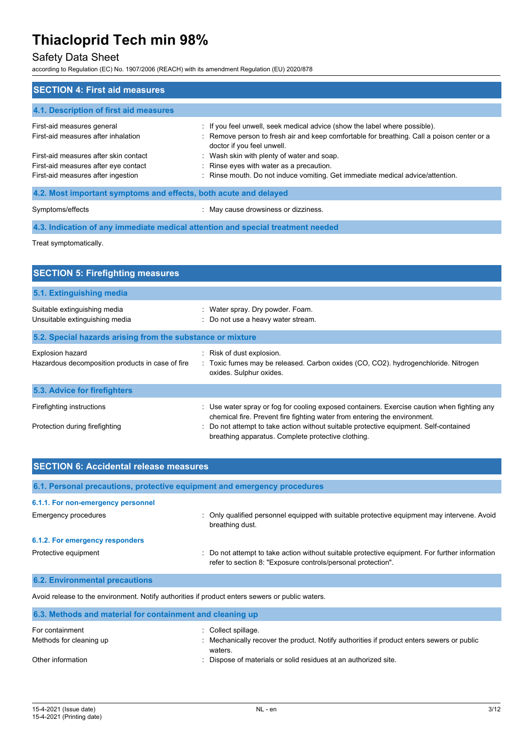## SECTION 4: First aid measures

### 4.1. Description of first aid measures

| | |
|---|---|
| First-aid measures general | : If you feel unwell, seek medical advice (show the label where possible). |
| First-aid measures after inhalation | : Remove person to fresh air and keep comfortable for breathing. Call a poison center or a doctor if you feel unwell. |
| First-aid measures after skin contact | : Wash skin with plenty of water and soap. |
| First-aid measures after eye contact | : Rinse eyes with water as a precaution. |
| First-aid measures after ingestion | : Rinse mouth. Do not induce vomiting. Get immediate medical advice/attention. |

### 4.2. Most important symptoms and effects, both acute and delayed

| | |
|---|---|
| Symptoms/effects | : May cause drowsiness or dizziness. |

### 4.3. Indication of any immediate medical attention and special treatment needed

Treat symptomatically.

## SECTION 5: Firefighting measures

### 5.1. Extinguishing media

| | |
|---|---|
| Suitable extinguishing media | : Water spray. Dry powder. Foam. |
| Unsuitable extinguishing media | : Do not use a heavy water stream. |

### 5.2. Special hazards arising from the substance or mixture

| | |
|---|---|
| Explosion hazard | : Risk of dust explosion. |
| Hazardous decomposition products in case of fire | : Toxic fumes may be released. Carbon oxides (CO, $CO_2$). hydrogenchloride. Nitrogen oxides. Sulphur oxides. |

### 5.3. Advice for firefighters

| | |
|---|---|
| Firefighting instructions | : Use water spray or fog for cooling exposed containers. Exercise caution when fighting any chemical fire. Prevent fire fighting water from entering the environment. |
| Protection during firefighting | : Do not attempt to take action without suitable protective equipment. Self-contained breathing apparatus. Complete protective clothing. |

## SECTION 6: Accidental release measures

### 6.1. Personal precautions, protective equipment and emergency procedures

#### 6.1.1. For non-emergency personnel

| | |
|---|---|
| Emergency procedures | : Only qualified personnel equipped with suitable protective equipment may intervene. Avoid breathing dust. |

#### 6.1.2. For emergency responders

| | |
|---|---|
| Protective equipment | : Do not attempt to take action without suitable protective equipment. For further information refer to section 8: "Exposure controls/personal protection". |

### 6.2. Environmental precautions

Avoid release to the environment. Notify authorities if product enters sewers or public waters.

### 6.3. Methods and material for containment and cleaning up

| | |
|---|---|
| For containment | : Collect spillage. |
| Methods for cleaning up | : Mechanically recover the product. Notify authorities if product enters sewers or public waters. |
| Other information | : Dispose of materials or solid residues at an authorized site. |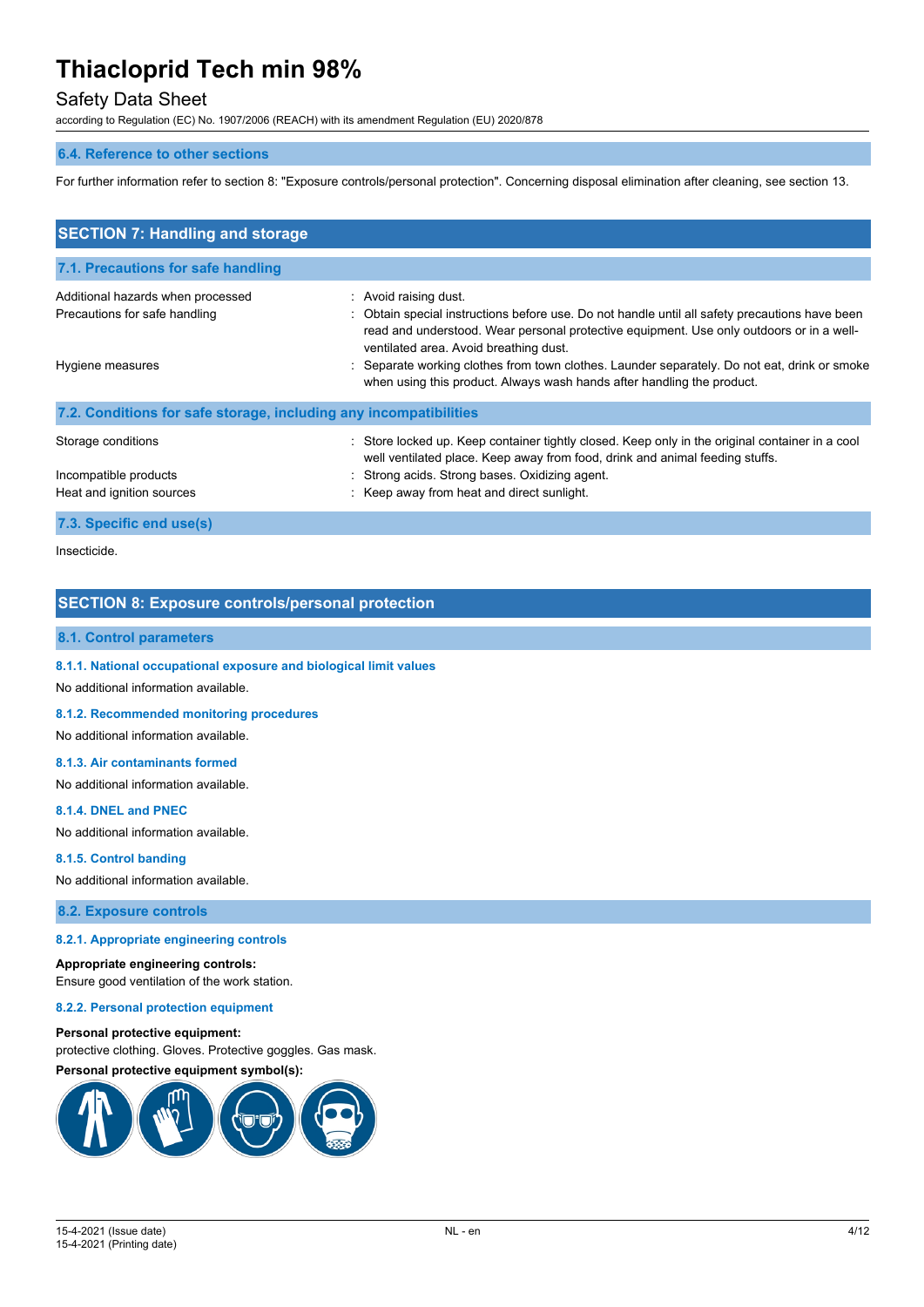### 6.4. Reference to other sections

For further information refer to section 8: "Exposure controls/personal protection". Concerning disposal elimination after cleaning, see section 13.

## SECTION 7: Handling and storage

### 7.1. Precautions for safe handling

| | |
|---|---|
| Additional hazards when processed | : Avoid raising dust. |
| Precautions for safe handling | : Obtain special instructions before use. Do not handle until all safety precautions have been read and understood. Wear personal protective equipment. Use only outdoors or in a well-ventilated area. Avoid breathing dust. |
| Hygiene measures | : Separate working clothes from town clothes. Launder separately. Do not eat, drink or smoke when using this product. Always wash hands after handling the product. |

### 7.2. Conditions for safe storage, including any incompatibilities

| | |
|---|---|
| Storage conditions | : Store locked up. Keep container tightly closed. Keep only in the original container in a cool well ventilated place. Keep away from food, drink and animal feeding stuffs. |
| Incompatible products | : Strong acids. Strong bases. Oxidizing agent. |
| Heat and ignition sources | : Keep away from heat and direct sunlight. |

### 7.3. Specific end use(s)

Insecticide.

## SECTION 8: Exposure controls/personal protection

### 8.1. Control parameters

#### 8.1.1. National occupational exposure and biological limit values

No additional information available.

#### 8.1.2. Recommended monitoring procedures

No additional information available.

#### 8.1.3. Air contaminants formed

No additional information available.

#### 8.1.4. DNEL and PNEC

No additional information available.

#### 8.1.5. Control banding

No additional information available.

### 8.2. Exposure controls

#### 8.2.1. Appropriate engineering controls

**Appropriate engineering controls:**
Ensure good ventilation of the work station.

#### 8.2.2. Personal protection equipment

**Personal protective equipment:**
protective clothing. Gloves. Protective goggles. Gas mask.

**Personal protective equipment symbol(s):**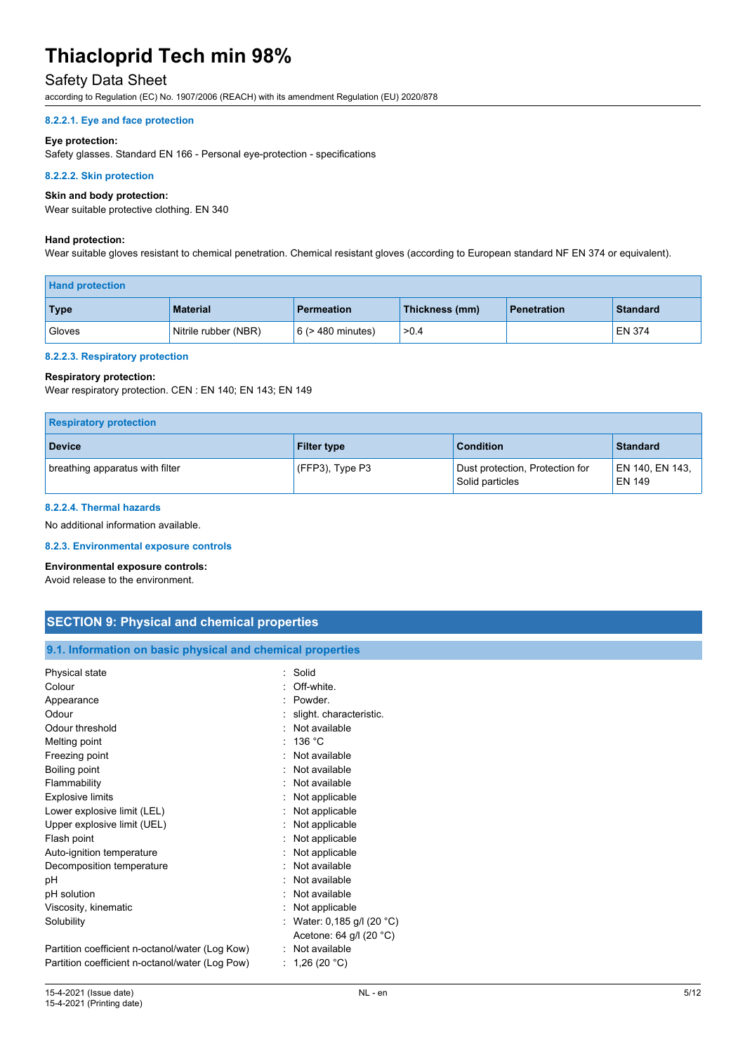#### 8.2.2.1. Eye and face protection

**Eye protection:**
Safety glasses. Standard EN 166 - Personal eye-protection - specifications

#### 8.2.2.2. Skin protection

**Skin and body protection:**
Wear suitable protective clothing. EN 340

**Hand protection:**
Wear suitable gloves resistant to chemical penetration. Chemical resistant gloves (according to European standard NF EN 374 or equivalent).

| Hand protection | | | | | |
|---|---|---|---|---|---|
| **Type** | **Material** | **Permeation** | **Thickness (mm)** | **Penetration** | **Standard** |
| Gloves | Nitrile rubber (NBR) | 6 (> 480 minutes) | >0.4 | | EN 374 |

#### 8.2.2.3. Respiratory protection

**Respiratory protection:**
Wear respiratory protection. CEN : EN 140; EN 143; EN 149

| Respiratory protection | | | |
|---|---|---|---|
| **Device** | **Filter type** | **Condition** | **Standard** |
| breathing apparatus with filter | (FFP3), Type P3 | Dust protection, Protection for Solid particles | EN 140, EN 143, EN 149 |

#### 8.2.2.4. Thermal hazards

No additional information available.

#### 8.2.3. Environmental exposure controls

**Environmental exposure controls:**
Avoid release to the environment.

## SECTION 9: Physical and chemical properties

### 9.1. Information on basic physical and chemical properties

| | |
|---|---|
| Physical state | : Solid |
| Colour | : Off-white. |
| Appearance | : Powder. |
| Odour | : slight. characteristic. |
| Odour threshold | : Not available |
| Melting point | : 136 °C |
| Freezing point | : Not available |
| Boiling point | : Not available |
| Flammability | : Not available |
| Explosive limits | : Not applicable |
| Lower explosive limit (LEL) | : Not applicable |
| Upper explosive limit (UEL) | : Not applicable |
| Flash point | : Not applicable |
| Auto-ignition temperature | : Not applicable |
| Decomposition temperature | : Not available |
| pH | : Not available |
| pH solution | : Not available |
| Viscosity, kinematic | : Not applicable |
| Solubility | : Water: 0,185 g/l (20 °C)<br>Acetone: 64 g/l (20 °C) |
| Partition coefficient n-octanol/water (Log Kow) | : Not available |
| Partition coefficient n-octanol/water (Log Pow) | : 1,26 (20 °C) |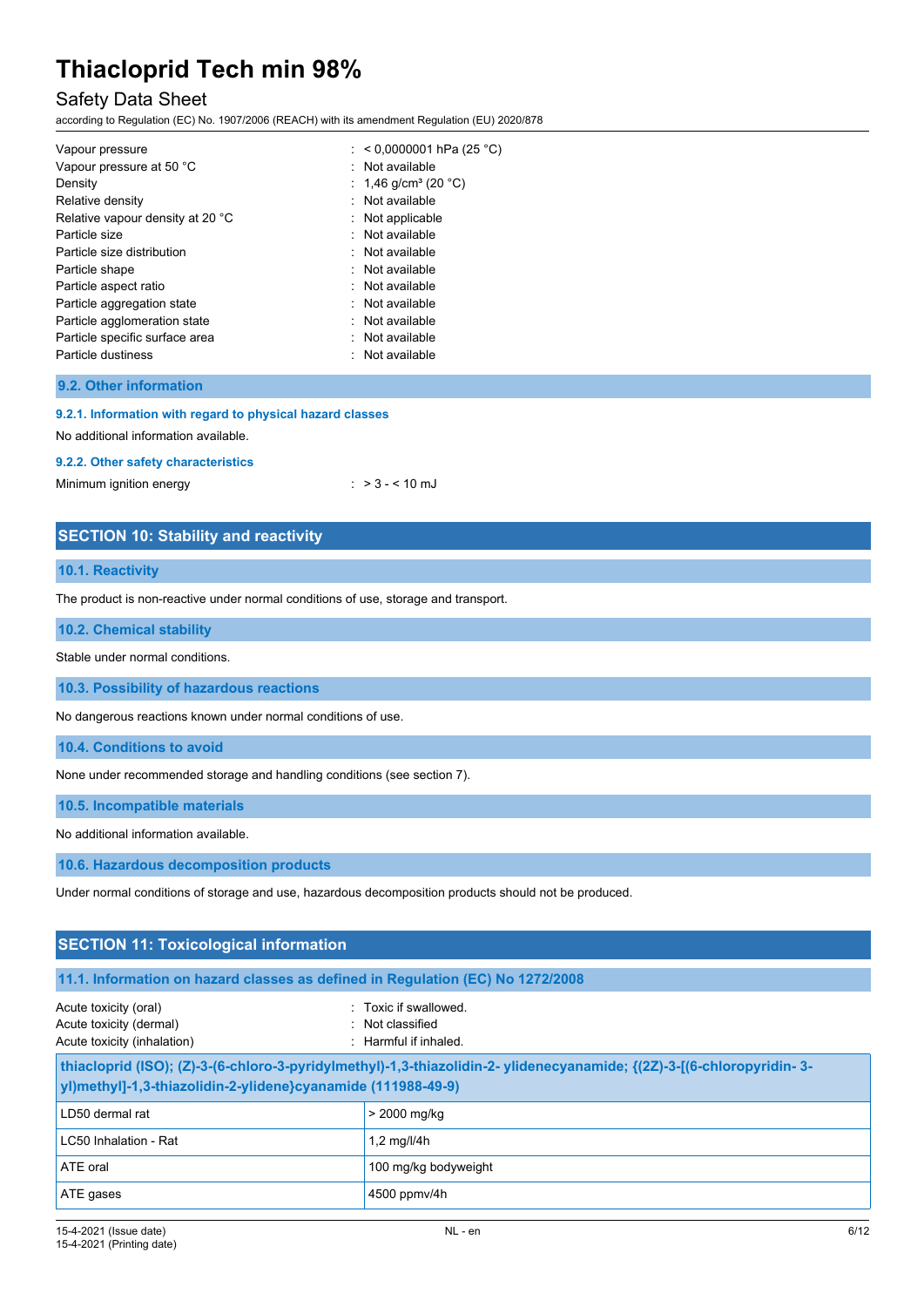| | |
|---|---|
| Vapour pressure | : < 0,0000001 hPa (25 °C) |
| Vapour pressure at 50 °C | : Not available |
| Density | : 1,46 g/cm³ (20 °C) |
| Relative density | : Not available |
| Relative vapour density at 20 °C | : Not applicable |
| Particle size | : Not available |
| Particle size distribution | : Not available |
| Particle shape | : Not available |
| Particle aspect ratio | : Not available |
| Particle aggregation state | : Not available |
| Particle agglomeration state | : Not available |
| Particle specific surface area | : Not available |
| Particle dustiness | : Not available |

### 9.2. Other information

#### 9.2.1. Information with regard to physical hazard classes

No additional information available.

#### 9.2.2. Other safety characteristics

Minimum ignition energy : > 3 - < 10 mJ

## SECTION 10: Stability and reactivity

### 10.1. Reactivity

The product is non-reactive under normal conditions of use, storage and transport.

### 10.2. Chemical stability

Stable under normal conditions.

### 10.3. Possibility of hazardous reactions

No dangerous reactions known under normal conditions of use.

### 10.4. Conditions to avoid

None under recommended storage and handling conditions (see section 7).

### 10.5. Incompatible materials

No additional information available.

### 10.6. Hazardous decomposition products

Under normal conditions of storage and use, hazardous decomposition products should not be produced.

## SECTION 11: Toxicological information

### 11.1. Information on hazard classes as defined in Regulation (EC) No 1272/2008

| | |
|---|---|
| Acute toxicity (oral) | : Toxic if swallowed. |
| Acute toxicity (dermal) | : Not classified |
| Acute toxicity (inhalation) | : Harmful if inhaled. |

| thiacloprid (ISO); (Z)-3-(6-chloro-3-pyridylmethyl)-1,3-thiazolidin-2- ylidenecyanamide; {(2Z)-3-[(6-chloropyridin- 3-yl)methyl]-1,3-thiazolidin-2-ylidene}cyanamide (111988-49-9) | |
|---|---|
| LD50 dermal rat | > 2000 mg/kg |
| LC50 Inhalation - Rat | 1,2 mg/l/4h |
| ATE oral | 100 mg/kg bodyweight |
| ATE gases | 4500 ppmv/4h |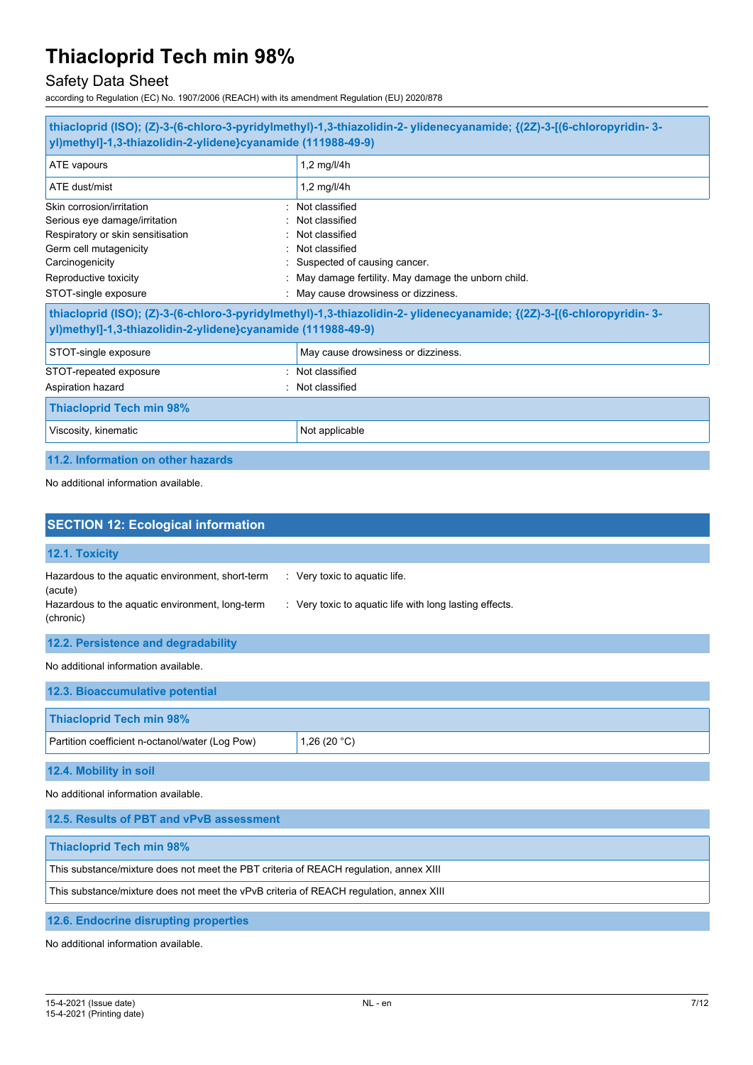| thiacloprid (ISO); (Z)-3-(6-chloro-3-pyridylmethyl)-1,3-thiazolidin-2- ylidenecyanamide; {(2Z)-3-[(6-chloropyridin- 3-yl)methyl]-1,3-thiazolidin-2-ylidene}cyanamide (111988-49-9) | |
|---|---|
| ATE vapours | 1,2 mg/l/4h |
| ATE dust/mist | 1,2 mg/l/4h |

Skin corrosion/irritation : Not classified

Serious eye damage/irritation : Not classified

Respiratory or skin sensitisation : Not classified

Germ cell mutagenicity : Not classified

Carcinogenicity : Suspected of causing cancer.

Reproductive toxicity : May damage fertility. May damage the unborn child.

STOT-single exposure : May cause drowsiness or dizziness.

| thiacloprid (ISO); (Z)-3-(6-chloro-3-pyridylmethyl)-1,3-thiazolidin-2- ylidenecyanamide; {(2Z)-3-[(6-chloropyridin- 3-yl)methyl]-1,3-thiazolidin-2-ylidene}cyanamide (111988-49-9) | |
|---|---|
| STOT-single exposure | May cause drowsiness or dizziness. |

STOT-repeated exposure : Not classified

Aspiration hazard : Not classified

| Thiacloprid Tech min 98% | |
|---|---|
| Viscosity, kinematic | Not applicable |

### 11.2. Information on other hazards

No additional information available.

## SECTION 12: Ecological information

### 12.1. Toxicity

Hazardous to the aquatic environment, short-term (acute) : Very toxic to aquatic life.

Hazardous to the aquatic environment, long-term (chronic) : Very toxic to aquatic life with long lasting effects.

### 12.2. Persistence and degradability

No additional information available.

### 12.3. Bioaccumulative potential

| Thiacloprid Tech min 98% | |
|---|---|
| Partition coefficient n-octanol/water (Log Pow) | 1,26 (20 °C) |

### 12.4. Mobility in soil

No additional information available.

### 12.5. Results of PBT and vPvB assessment

| Thiacloprid Tech min 98% |
|---|
| This substance/mixture does not meet the PBT criteria of REACH regulation, annex XIII |
| This substance/mixture does not meet the vPvB criteria of REACH regulation, annex XIII |

### 12.6. Endocrine disrupting properties

No additional information available.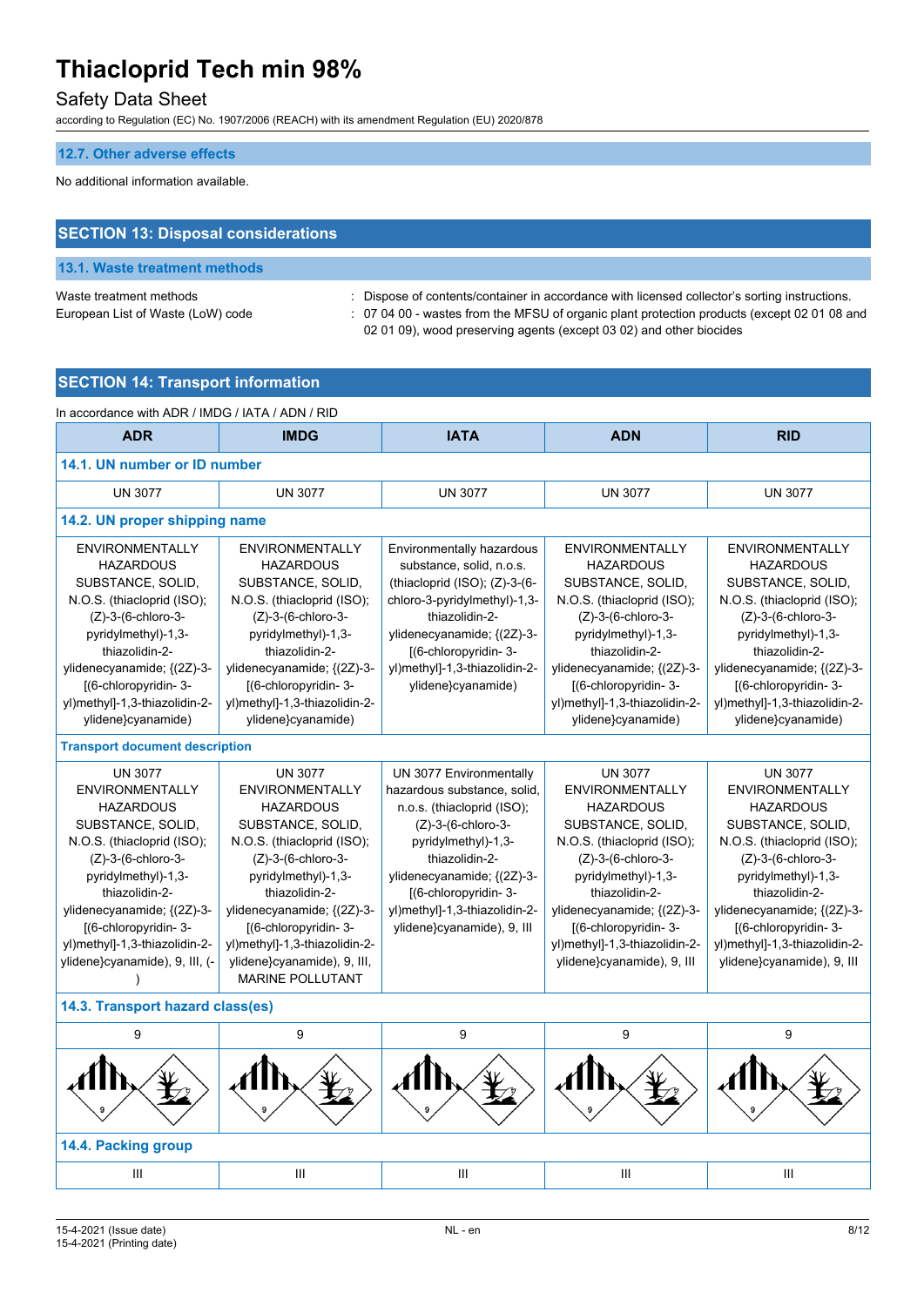### 12.7. Other adverse effects

No additional information available.

## SECTION 13: Disposal considerations

### 13.1. Waste treatment methods

Waste treatment methods : Dispose of contents/container in accordance with licensed collector's sorting instructions.

European List of Waste (LoW) code : 07 04 00 - wastes from the MFSU of organic plant protection products (except 02 01 08 and 02 01 09), wood preserving agents (except 03 02) and other biocides

## SECTION 14: Transport information

In accordance with ADR / IMDG / IATA / ADN / RID

| ADR | IMDG | IATA | ADN | RID |
|---|---|---|---|---|
| **14.1. UN number or ID number** | | | | |
| UN 3077 | UN 3077 | UN 3077 | UN 3077 | UN 3077 |
| **14.2. UN proper shipping name** | | | | |
| ENVIRONMENTALLY HAZARDOUS SUBSTANCE, SOLID, N.O.S. (thiacloprid (ISO); (Z)-3-(6-chloro-3-pyridylmethyl)-1,3-thiazolidin-2-ylidenecyanamide; {(2Z)-3-[(6-chloropyridin- 3-yl)methyl]-1,3-thiazolidin-2-ylidene}cyanamide) | ENVIRONMENTALLY HAZARDOUS SUBSTANCE, SOLID, N.O.S. (thiacloprid (ISO); (Z)-3-(6-chloro-3-pyridylmethyl)-1,3-thiazolidin-2-ylidenecyanamide; {(2Z)-3-[(6-chloropyridin- 3-yl)methyl]-1,3-thiazolidin-2-ylidene}cyanamide) | Environmentally hazardous substance, solid, n.o.s. (thiacloprid (ISO); (Z)-3-(6-chloro-3-pyridylmethyl)-1,3-thiazolidin-2-ylidenecyanamide; {(2Z)-3-[(6-chloropyridin- 3-yl)methyl]-1,3-thiazolidin-2-ylidene}cyanamide) | ENVIRONMENTALLY HAZARDOUS SUBSTANCE, SOLID, N.O.S. (thiacloprid (ISO); (Z)-3-(6-chloro-3-pyridylmethyl)-1,3-thiazolidin-2-ylidenecyanamide; {(2Z)-3-[(6-chloropyridin- 3-yl)methyl]-1,3-thiazolidin-2-ylidene}cyanamide) | ENVIRONMENTALLY HAZARDOUS SUBSTANCE, SOLID, N.O.S. (thiacloprid (ISO); (Z)-3-(6-chloro-3-pyridylmethyl)-1,3-thiazolidin-2-ylidenecyanamide; {(2Z)-3-[(6-chloropyridin- 3-yl)methyl]-1,3-thiazolidin-2-ylidene}cyanamide) |
| **Transport document description** | | | | |
| UN 3077 ENVIRONMENTALLY HAZARDOUS SUBSTANCE, SOLID, N.O.S. (thiacloprid (ISO); (Z)-3-(6-chloro-3-pyridylmethyl)-1,3-thiazolidin-2-ylidenecyanamide; {(2Z)-3-[(6-chloropyridin- 3-yl)methyl]-1,3-thiazolidin-2-ylidene}cyanamide), 9, III, (-) | UN 3077 ENVIRONMENTALLY HAZARDOUS SUBSTANCE, SOLID, N.O.S. (thiacloprid (ISO); (Z)-3-(6-chloro-3-pyridylmethyl)-1,3-thiazolidin-2-ylidenecyanamide; {(2Z)-3-[(6-chloropyridin- 3-yl)methyl]-1,3-thiazolidin-2-ylidene}cyanamide), 9, III, MARINE POLLUTANT | UN 3077 Environmentally hazardous substance, solid, n.o.s. (thiacloprid (ISO); (Z)-3-(6-chloro-3-pyridylmethyl)-1,3-thiazolidin-2-ylidenecyanamide; {(2Z)-3-[(6-chloropyridin- 3-yl)methyl]-1,3-thiazolidin-2-ylidene}cyanamide), 9, III | UN 3077 ENVIRONMENTALLY HAZARDOUS SUBSTANCE, SOLID, N.O.S. (thiacloprid (ISO); (Z)-3-(6-chloro-3-pyridylmethyl)-1,3-thiazolidin-2-ylidenecyanamide; {(2Z)-3-[(6-chloropyridin- 3-yl)methyl]-1,3-thiazolidin-2-ylidene}cyanamide), 9, III | UN 3077 ENVIRONMENTALLY HAZARDOUS SUBSTANCE, SOLID, N.O.S. (thiacloprid (ISO); (Z)-3-(6-chloro-3-pyridylmethyl)-1,3-thiazolidin-2-ylidenecyanamide; {(2Z)-3-[(6-chloropyridin- 3-yl)methyl]-1,3-thiazolidin-2-ylidene}cyanamide), 9, III |
| **14.3. Transport hazard class(es)** | | | | |
| 9 | 9 | 9 | 9 | 9 |
| **14.4. Packing group** | | | | |
| III | III | III | III | III |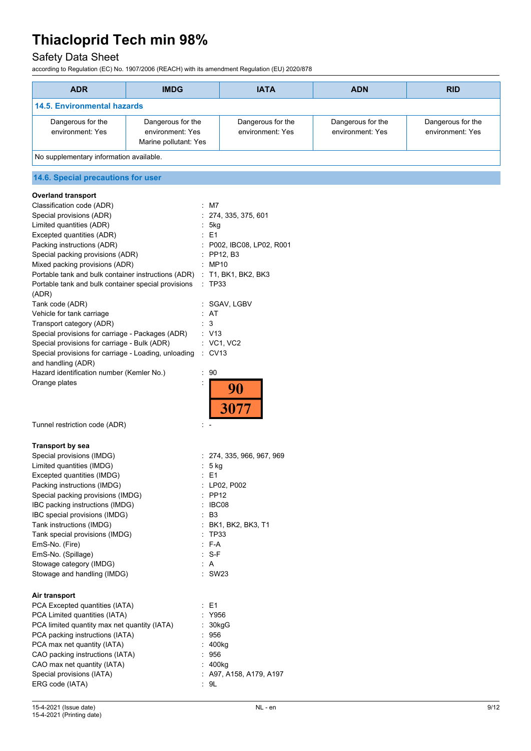| ADR | IMDG | IATA | ADN | RID |
|---|---|---|---|---|
| **14.5. Environmental hazards** | | | | |
| Dangerous for the environment: Yes | Dangerous for the environment: Yes<br>Marine pollutant: Yes | Dangerous for the environment: Yes | Dangerous for the environment: Yes | Dangerous for the environment: Yes |
| No supplementary information available. | | | | |

## 14.6. Special precautions for user

**Overland transport**

Classification code (ADR) : M7
Special provisions (ADR) : 274, 335, 375, 601
Limited quantities (ADR) : 5kg
Excepted quantities (ADR) : E1
Packing instructions (ADR) : P002, IBC08, LP02, R001
Special packing provisions (ADR) : PP12, B3
Mixed packing provisions (ADR) : MP10
Portable tank and bulk container instructions (ADR) : T1, BK1, BK2, BK3
Portable tank and bulk container special provisions (ADR) : TP33
Tank code (ADR) : SGAV, LGBV
Vehicle for tank carriage : AT
Transport category (ADR) : 3
Special provisions for carriage - Packages (ADR) : V13
Special provisions for carriage - Bulk (ADR) : VC1, VC2
Special provisions for carriage - Loading, unloading and handling (ADR) : CV13
Hazard identification number (Kemler No.) : 90
Orange plates : 90 / 3077
Tunnel restriction code (ADR) : -

**Transport by sea**

Special provisions (IMDG) : 274, 335, 966, 967, 969
Limited quantities (IMDG) : 5 kg
Excepted quantities (IMDG) : E1
Packing instructions (IMDG) : LP02, P002
Special packing provisions (IMDG) : PP12
IBC packing instructions (IMDG) : IBC08
IBC special provisions (IMDG) : B3
Tank instructions (IMDG) : BK1, BK2, BK3, T1
Tank special provisions (IMDG) : TP33
EmS-No. (Fire) : F-A
EmS-No. (Spillage) : S-F
Stowage category (IMDG) : A
Stowage and handling (IMDG) : SW23

**Air transport**

PCA Excepted quantities (IATA) : E1
PCA Limited quantities (IATA) : Y956
PCA limited quantity max net quantity (IATA) : 30kgG
PCA packing instructions (IATA) : 956
PCA max net quantity (IATA) : 400kg
CAO packing instructions (IATA) : 956
CAO max net quantity (IATA) : 400kg
Special provisions (IATA) : A97, A158, A179, A197
ERG code (IATA) : 9L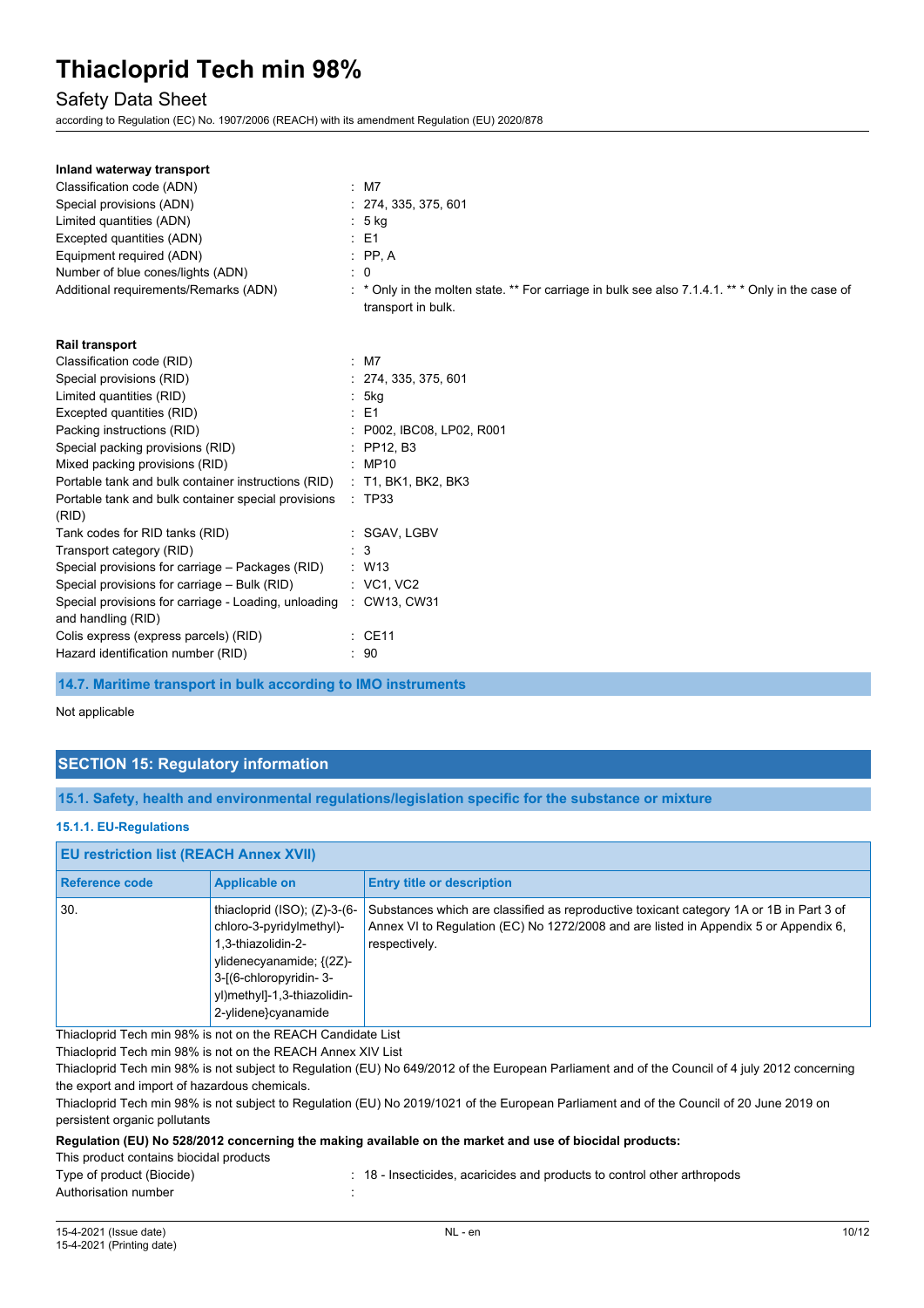**Inland waterway transport**

| | |
|---|---|
| Classification code (ADN) | : M7 |
| Special provisions (ADN) | : 274, 335, 375, 601 |
| Limited quantities (ADN) | : 5 kg |
| Excepted quantities (ADN) | : E1 |
| Equipment required (ADN) | : PP, A |
| Number of blue cones/lights (ADN) | : 0 |
| Additional requirements/Remarks (ADN) | : * Only in the molten state. ** For carriage in bulk see also 7.1.4.1. ** * Only in the case of transport in bulk. |

**Rail transport**

| | |
|---|---|
| Classification code (RID) | : M7 |
| Special provisions (RID) | : 274, 335, 375, 601 |
| Limited quantities (RID) | : 5kg |
| Excepted quantities (RID) | : E1 |
| Packing instructions (RID) | : P002, IBC08, LP02, R001 |
| Special packing provisions (RID) | : PP12, B3 |
| Mixed packing provisions (RID) | : MP10 |
| Portable tank and bulk container instructions (RID) | : T1, BK1, BK2, BK3 |
| Portable tank and bulk container special provisions (RID) | : TP33 |
| Tank codes for RID tanks (RID) | : SGAV, LGBV |
| Transport category (RID) | : 3 |
| Special provisions for carriage – Packages (RID) | : W13 |
| Special provisions for carriage – Bulk (RID) | : VC1, VC2 |
| Special provisions for carriage - Loading, unloading and handling (RID) | : CW13, CW31 |
| Colis express (express parcels) (RID) | : CE11 |
| Hazard identification number (RID) | : 90 |

### 14.7. Maritime transport in bulk according to IMO instruments

Not applicable

## SECTION 15: Regulatory information

### 15.1. Safety, health and environmental regulations/legislation specific for the substance or mixture

#### 15.1.1. EU-Regulations

**EU restriction list (REACH Annex XVII)**

| Reference code | Applicable on | Entry title or description |
|---|---|---|
| 30. | thiacloprid (ISO); (Z)-3-(6-chloro-3-pyridylmethyl)-1,3-thiazolidin-2-ylidenecyanamide; {(2Z)-3-[(6-chloropyridin- 3-yl)methyl]-1,3-thiazolidin-2-ylidene}cyanamide | Substances which are classified as reproductive toxicant category 1A or 1B in Part 3 of Annex VI to Regulation (EC) No 1272/2008 and are listed in Appendix 5 or Appendix 6, respectively. |

Thiacloprid Tech min 98% is not on the REACH Candidate List

Thiacloprid Tech min 98% is not on the REACH Annex XIV List

Thiacloprid Tech min 98% is not subject to Regulation (EU) No 649/2012 of the European Parliament and of the Council of 4 july 2012 concerning the export and import of hazardous chemicals.

Thiacloprid Tech min 98% is not subject to Regulation (EU) No 2019/1021 of the European Parliament and of the Council of 20 June 2019 on persistent organic pollutants

**Regulation (EU) No 528/2012 concerning the making available on the market and use of biocidal products:**

This product contains biocidal products

| | |
|---|---|
| Type of product (Biocide) | : 18 - Insecticides, acaricides and products to control other arthropods |
| Authorisation number | : |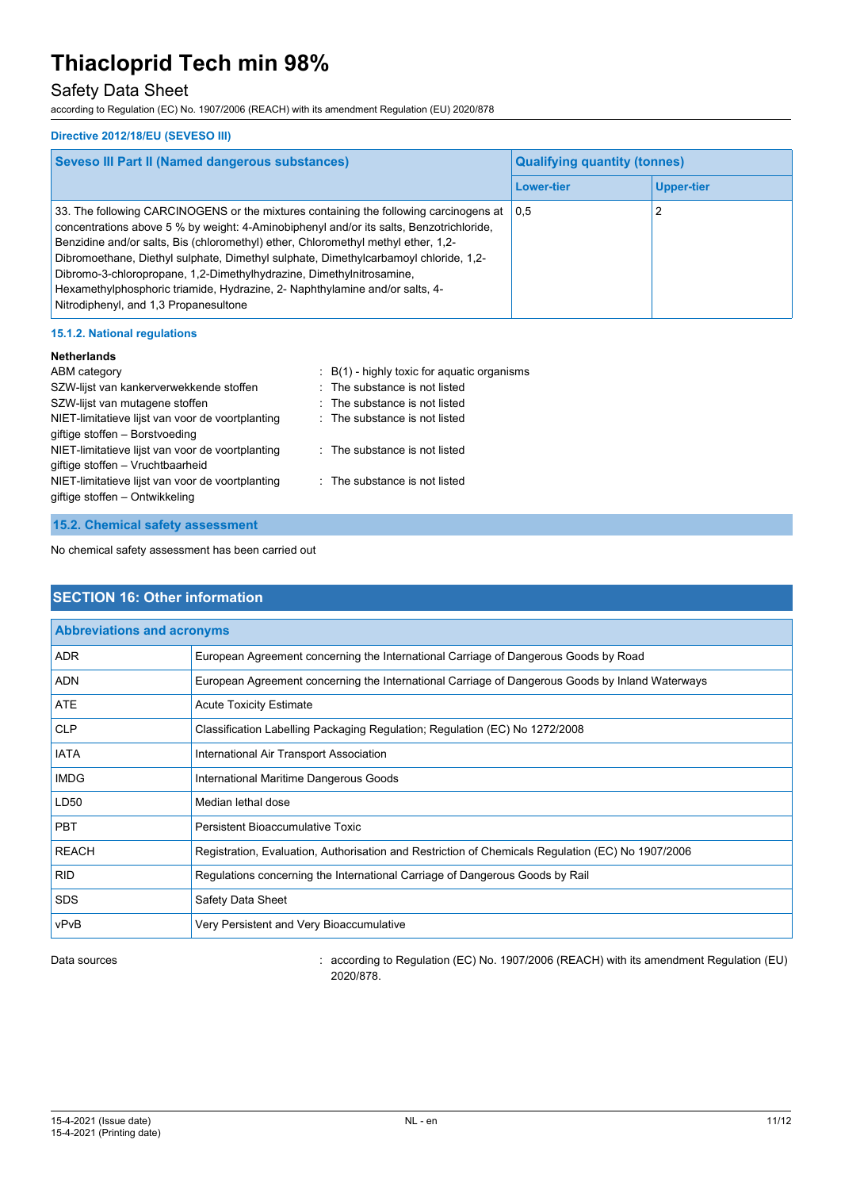**Directive 2012/18/EU (SEVESO III)**

| Seveso III Part II (Named dangerous substances) | Qualifying quantity (tonnes) | |
|---|---|---|
| | Lower-tier | Upper-tier |
| 33. The following CARCINOGENS or the mixtures containing the following carcinogens at concentrations above 5 % by weight: 4-Aminobiphenyl and/or its salts, Benzotrichloride, Benzidine and/or salts, Bis (chloromethyl) ether, Chloromethyl methyl ether, 1,2-Dibromoethane, Diethyl sulphate, Dimethyl sulphate, Dimethylcarbamoyl chloride, 1,2-Dibromo-3-chloropropane, 1,2-Dimethylhydrazine, Dimethylnitrosamine, Hexamethylphosphoric triamide, Hydrazine, 2- Naphthylamine and/or salts, 4-Nitrodiphenyl, and 1,3 Propanesultone | 0,5 | 2 |

#### 15.1.2. National regulations

**Netherlands**

ABM category : B(1) - highly toxic for aquatic organisms

SZW-lijst van kankerverwekkende stoffen : The substance is not listed

SZW-lijst van mutagene stoffen : The substance is not listed

NIET-limitatieve lijst van voor de voortplanting giftige stoffen – Borstvoeding : The substance is not listed

NIET-limitatieve lijst van voor de voortplanting giftige stoffen – Vruchtbaarheid : The substance is not listed

NIET-limitatieve lijst van voor de voortplanting giftige stoffen – Ontwikkeling : The substance is not listed

### 15.2. Chemical safety assessment

No chemical safety assessment has been carried out

## SECTION 16: Other information

| Abbreviations and acronyms | |
|---|---|
| ADR | European Agreement concerning the International Carriage of Dangerous Goods by Road |
| ADN | European Agreement concerning the International Carriage of Dangerous Goods by Inland Waterways |
| ATE | Acute Toxicity Estimate |
| CLP | Classification Labelling Packaging Regulation; Regulation (EC) No 1272/2008 |
| IATA | International Air Transport Association |
| IMDG | International Maritime Dangerous Goods |
| LD50 | Median lethal dose |
| PBT | Persistent Bioaccumulative Toxic |
| REACH | Registration, Evaluation, Authorisation and Restriction of Chemicals Regulation (EC) No 1907/2006 |
| RID | Regulations concerning the International Carriage of Dangerous Goods by Rail |
| SDS | Safety Data Sheet |
| vPvB | Very Persistent and Very Bioaccumulative |

Data sources : according to Regulation (EC) No. 1907/2006 (REACH) with its amendment Regulation (EU) 2020/878.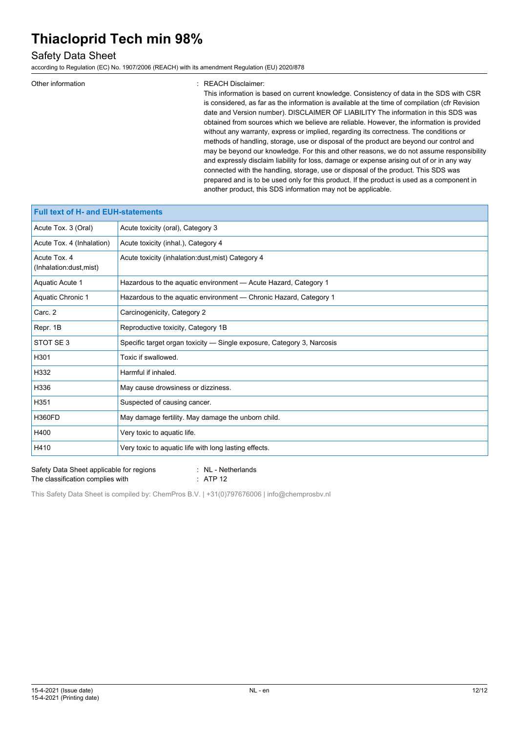# Thiacloprid Tech min 98%

## Safety Data Sheet

according to Regulation (EC) No. 1907/2006 (REACH) with its amendment Regulation (EU) 2020/878

Other information : REACH Disclaimer:
This information is based on current knowledge. Consistency of data in the SDS with CSR is considered, as far as the information is available at the time of compilation (cfr Revision date and Version number). DISCLAIMER OF LIABILITY The information in this SDS was obtained from sources which we believe are reliable. However, the information is provided without any warranty, express or implied, regarding its correctness. The conditions or methods of handling, storage, use or disposal of the product are beyond our control and may be beyond our knowledge. For this and other reasons, we do not assume responsibility and expressly disclaim liability for loss, damage or expense arising out of or in any way connected with the handling, storage, use or disposal of the product. This SDS was prepared and is to be used only for this product. If the product is used as a component in another product, this SDS information may not be applicable.

| Full text of H- and EUH-statements | |
|---|---|
| Acute Tox. 3 (Oral) | Acute toxicity (oral), Category 3 |
| Acute Tox. 4 (Inhalation) | Acute toxicity (inhal.), Category 4 |
| Acute Tox. 4 (Inhalation:dust,mist) | Acute toxicity (inhalation:dust,mist) Category 4 |
| Aquatic Acute 1 | Hazardous to the aquatic environment — Acute Hazard, Category 1 |
| Aquatic Chronic 1 | Hazardous to the aquatic environment — Chronic Hazard, Category 1 |
| Carc. 2 | Carcinogenicity, Category 2 |
| Repr. 1B | Reproductive toxicity, Category 1B |
| STOT SE 3 | Specific target organ toxicity — Single exposure, Category 3, Narcosis |
| H301 | Toxic if swallowed. |
| H332 | Harmful if inhaled. |
| H336 | May cause drowsiness or dizziness. |
| H351 | Suspected of causing cancer. |
| H360FD | May damage fertility. May damage the unborn child. |
| H400 | Very toxic to aquatic life. |
| H410 | Very toxic to aquatic life with long lasting effects. |

Safety Data Sheet applicable for regions : NL - Netherlands
The classification complies with : ATP 12

This Safety Data Sheet is compiled by: ChemPros B.V. | +31(0)797676006 | info@chemprosbv.nl

15-4-2021 (Issue date)
15-4-2021 (Printing date)
NL - en